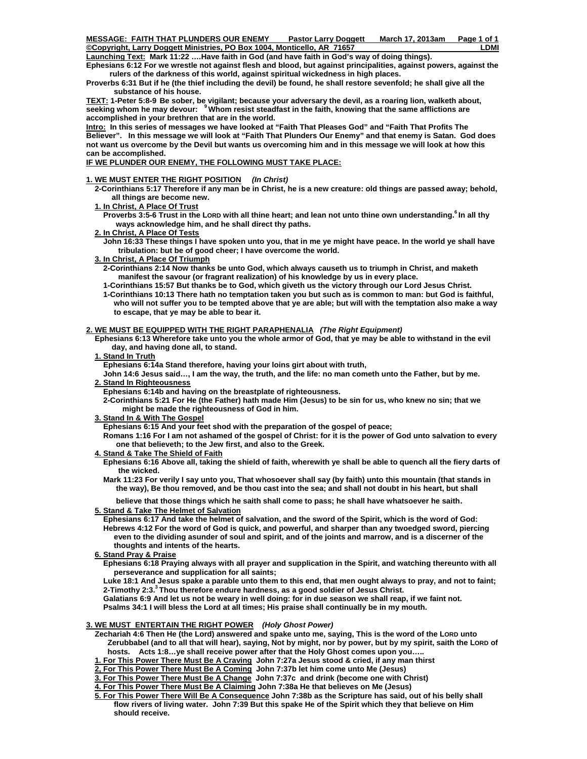**MESSAGE: FAITH THAT PLUNDERS OUR ENEMY    Pastor Larry Doggett    March 17, 2013am**

**©Copyright, Larry Doggett Ministries, PO Box 1004, Monticello, AR 71657    LDMI**

**Launching Text: Mark 11:22 ….Have faith in God (and have faith in God's way of doing things).**

**Ephesians 6:12 For we wrestle not against flesh and blood, but against principalities, against powers, against the rulers of the darkness of this world, against spiritual wickedness in high places.**

**Proverbs 6:31 But if he (the thief including the devil) be found, he shall restore sevenfold; he shall give all the substance of his house.**

**TEXT: 1-Peter 5:8-9 Be sober, be vigilant; because your adversary the devil, as a roaring lion, walketh about, seeking whom he may devour: [9] Whom resist steadfast in the faith, knowing that the same afflictions are accomplished in your brethren that are in the world.**

**Intro: In this series of messages we have looked at "Faith That Pleases God" and "Faith That Profits The Believer". In this message we will look at "Faith That Plunders Our Enemy" and that enemy is Satan. God does not want us overcome by the Devil but wants us overcoming him and in this message we will look at how this can be accomplished.**

**IF WE PLUNDER OUR ENEMY, THE FOLLOWING MUST TAKE PLACE:**

## 1. WE MUST ENTER THE RIGHT POSITION *(In Christ)*

**2-Corinthians 5:17 Therefore if any man be in Christ, he is a new creature: old things are passed away; behold, all things are become new.**

**1. In Christ, A Place Of Trust**

**Proverbs 3:5-6 Trust in the LORD with all thine heart; and lean not unto thine own understanding.[6] In all thy ways acknowledge him, and he shall direct thy paths.**

**2. In Christ, A Place Of Tests**

**John 16:33 These things I have spoken unto you, that in me ye might have peace. In the world ye shall have tribulation: but be of good cheer; I have overcome the world.**

**3. In Christ, A Place Of Triumph**

**2-Corinthians 2:14 Now thanks be unto God, which always causeth us to triumph in Christ, and maketh manifest the savour (or fragrant realization) of his knowledge by us in every place.**

**1-Corinthians 15:57 But thanks be to God, which giveth us the victory through our Lord Jesus Christ.**

**1-Corinthians 10:13 There hath no temptation taken you but such as is common to man: but God is faithful, who will not suffer you to be tempted above that ye are able; but will with the temptation also make a way to escape, that ye may be able to bear it.**

## 2. WE MUST BE EQUIPPED WITH THE RIGHT PARAPHENALIA *(The Right Equipment)*

**Ephesians 6:13 Wherefore take unto you the whole armor of God, that ye may be able to withstand in the evil day, and having done all, to stand.**

**1. Stand In Truth**

**Ephesians 6:14a Stand therefore, having your loins girt about with truth,**

**John 14:6 Jesus said…, I am the way, the truth, and the life: no man cometh unto the Father, but by me.**

**2. Stand In Righteousness**

**Ephesians 6:14b and having on the breastplate of righteousness.**

**2-Corinthians 5:21 For He (the Father) hath made Him (Jesus) to be sin for us, who knew no sin; that we might be made the righteousness of God in him.**

**3. Stand In & With The Gospel**

**Ephesians 6:15 And your feet shod with the preparation of the gospel of peace;**

**Romans 1:16 For I am not ashamed of the gospel of Christ: for it is the power of God unto salvation to every one that believeth; to the Jew first, and also to the Greek.**

**4. Stand & Take The Shield of Faith**

**Ephesians 6:16 Above all, taking the shield of faith, wherewith ye shall be able to quench all the fiery darts of the wicked.**

**Mark 11:23 For verily I say unto you, That whosoever shall say (by faith) unto this mountain (that stands in the way), Be thou removed, and be thou cast into the sea; and shall not doubt in his heart, but shall believe that those things which he saith shall come to pass; he shall have whatsoever he saith.**

**5. Stand & Take The Helmet of Salvation**

**Ephesians 6:17 And take the helmet of salvation, and the sword of the Spirit, which is the word of God:**

**Hebrews 4:12 For the word of God is quick, and powerful, and sharper than any twoedged sword, piercing even to the dividing asunder of soul and spirit, and of the joints and marrow, and is a discerner of the thoughts and intents of the hearts.**

**6. Stand Pray & Praise**

**Ephesians 6:18 Praying always with all prayer and supplication in the Spirit, and watching thereunto with all perseverance and supplication for all saints;**

**Luke 18:1 And Jesus spake a parable unto them to this end, that men ought always to pray, and not to faint;**

**2-Timothy 2:3.[3] Thou therefore endure hardness, as a good soldier of Jesus Christ.**

**Galatians 6:9 And let us not be weary in well doing: for in due season we shall reap, if we faint not.**

**Psalms 34:1 I will bless the Lord at all times; His praise shall continually be in my mouth.**

## 3. WE MUST ENTERTAIN THE RIGHT POWER *(Holy Ghost Power)*

**Zechariah 4:6 Then He (the Lord) answered and spake unto me, saying, This is the word of the LORD unto Zerubbabel (and to all that will hear), saying, Not by might, nor by power, but by my spirit, saith the LORD of hosts. Acts 1:8…ye shall receive power after that the Holy Ghost comes upon you…..**

**1. For This Power There Must Be A Craving** **John 7:27a Jesus stood & cried, if any man thirst**

**2, For This Power There Must Be A Coming** **John 7:37b let him come unto Me (Jesus)**

**3. For This Power There Must Be A Change** **John 7:37c and drink (become one with Christ)**

**4. For This Power There Must Be A Claiming** **John 7:38a He that believes on Me (Jesus)**

**5. For This Power There Will Be A Consequence** **John 7:38b as the Scripture has said, out of his belly shall flow rivers of living water. John 7:39 But this spake He of the Spirit which they that believe on Him should receive.**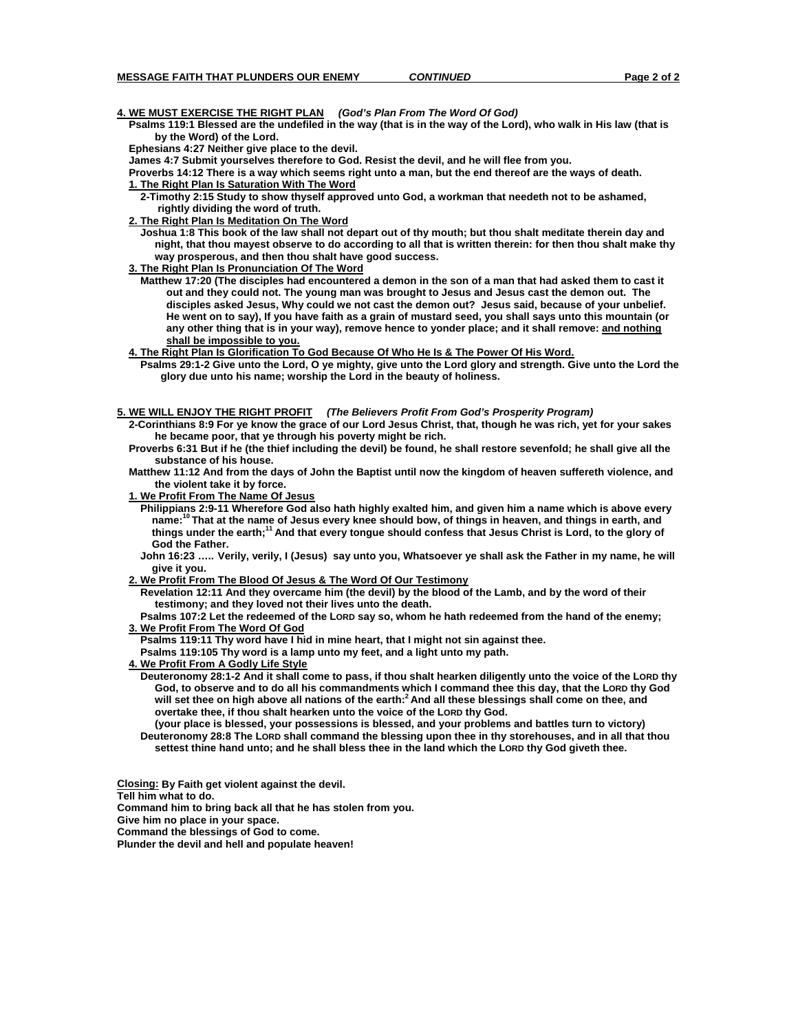## 4. WE MUST EXERCISE THE RIGHT PLAN *(God's Plan From The Word Of God)*

**Psalms 119:1 Blessed are the undefiled in the way (that is in the way of the Lord), who walk in His law (that is by the Word) of the Lord.**

**Ephesians 4:27 Neither give place to the devil.**

**James 4:7 Submit yourselves therefore to God. Resist the devil, and he will flee from you.**

**Proverbs 14:12 There is a way which seems right unto a man, but the end thereof are the ways of death.**

### 1. The Right Plan Is Saturation With The Word

**2-Timothy 2:15 Study to show thyself approved unto God, a workman that needeth not to be ashamed, rightly dividing the word of truth.**

### 2. The Right Plan Is Meditation On The Word

**Joshua 1:8 This book of the law shall not depart out of thy mouth; but thou shalt meditate therein day and night, that thou mayest observe to do according to all that is written therein: for then thou shalt make thy way prosperous, and then thou shalt have good success.**

### 3. The Right Plan Is Pronunciation Of The Word

**Matthew 17:20 (The disciples had encountered a demon in the son of a man that had asked them to cast it out and they could not. The young man was brought to Jesus and Jesus cast the demon out. The disciples asked Jesus, Why could we not cast the demon out? Jesus said, because of your unbelief. He went on to say), If you have faith as a grain of mustard seed, you shall says unto this mountain (or any other thing that is in your way), remove hence to yonder place; and it shall remove: <u>and nothing shall be impossible to you.</u>**

### 4. The Right Plan Is Glorification To God Because Of Who He Is & The Power Of His Word.

**Psalms 29:1-2 Give unto the Lord, O ye mighty, give unto the Lord glory and strength. Give unto the Lord the glory due unto his name; worship the Lord in the beauty of holiness.**

## 5. WE WILL ENJOY THE RIGHT PROFIT *(The Believers Profit From God's Prosperity Program)*

**2-Corinthians 8:9 For ye know the grace of our Lord Jesus Christ, that, though he was rich, yet for your sakes he became poor, that ye through his poverty might be rich.**

**Proverbs 6:31 But if he (the thief including the devil) be found, he shall restore sevenfold; he shall give all the substance of his house.**

**Matthew 11:12 And from the days of John the Baptist until now the kingdom of heaven suffereth violence, and the violent take it by force.**

### 1. We Profit From The Name Of Jesus

**Philippians 2:9-11 Wherefore God also hath highly exalted him, and given him a name which is above every name:[10] That at the name of Jesus every knee should bow, of things in heaven, and things in earth, and things under the earth;[11] And that every tongue should confess that Jesus Christ is Lord, to the glory of God the Father.**

**John 16:23 ….. Verily, verily, I (Jesus) say unto you, Whatsoever ye shall ask the Father in my name, he will give it you.**

### 2. We Profit From The Blood Of Jesus & The Word Of Our Testimony

**Revelation 12:11 And they overcame him (the devil) by the blood of the Lamb, and by the word of their testimony; and they loved not their lives unto the death.**

**Psalms 107:2 Let the redeemed of the LORD say so, whom he hath redeemed from the hand of the enemy;**

### 3. We Profit From The Word Of God

**Psalms 119:11 Thy word have I hid in mine heart, that I might not sin against thee.**

**Psalms 119:105 Thy word is a lamp unto my feet, and a light unto my path.**

### 4. We Profit From A Godly Life Style

**Deuteronomy 28:1-2 And it shall come to pass, if thou shalt hearken diligently unto the voice of the LORD thy God, to observe and to do all his commandments which I command thee this day, that the LORD thy God will set thee on high above all nations of the earth:[2] And all these blessings shall come on thee, and overtake thee, if thou shalt hearken unto the voice of the LORD thy God.**

**(your place is blessed, your possessions is blessed, and your problems and battles turn to victory)**

**Deuteronomy 28:8 The LORD shall command the blessing upon thee in thy storehouses, and in all that thou settest thine hand unto; and he shall bless thee in the land which the LORD thy God giveth thee.**

**<u>Closing:</u> By Faith get violent against the devil.**
**Tell him what to do.**
**Command him to bring back all that he has stolen from you.**
**Give him no place in your space.**
**Command the blessings of God to come.**
**Plunder the devil and hell and populate heaven!**